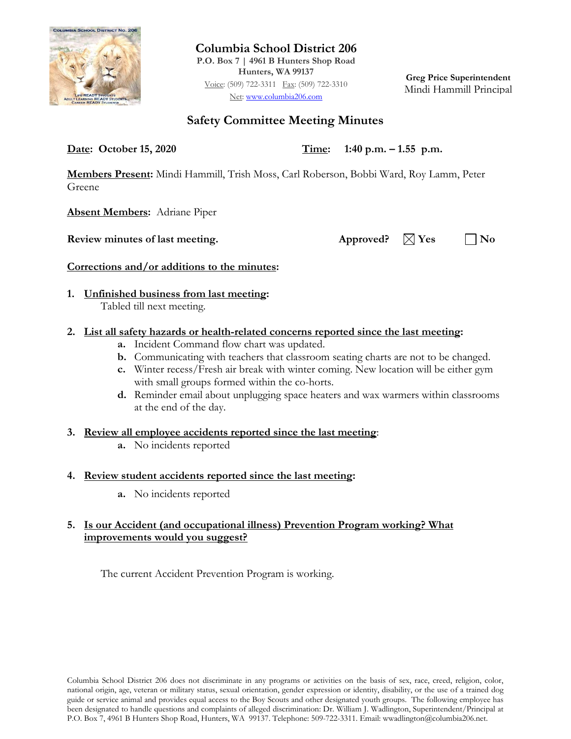# Columbia School District 206

**P.O. Box 7 | 4961 B Hunters Shop Road**
**Hunters, WA 99137**
Voice: (509) 722-3311 Fax: (509) 722-3310
Net: www.columbia206.com

**Greg Price Superintendent**
Mindi Hammill Principal

## Safety Committee Meeting Minutes

**Date: October 15, 2020** **Time: 1:40 p.m. – 1.55 p.m.**

**Members Present:** Mindi Hammill, Trish Moss, Carl Roberson, Bobbi Ward, Roy Lamm, Peter Greene

**Absent Members:** Adriane Piper

**Review minutes of last meeting.** **Approved?** ☒ **Yes** ☐ **No**

**Corrections and/or additions to the minutes:**

1. **Unfinished business from last meeting:**
   Tabled till next meeting.

2. **List all safety hazards or health-related concerns reported since the last meeting:**
   - **a.** Incident Command flow chart was updated.
   - **b.** Communicating with teachers that classroom seating charts are not to be changed.
   - **c.** Winter recess/Fresh air break with winter coming. New location will be either gym with small groups formed within the co-horts.
   - **d.** Reminder email about unplugging space heaters and wax warmers within classrooms at the end of the day.

3. **Review all employee accidents reported since the last meeting:**
   - **a.** No incidents reported

4. **Review student accidents reported since the last meeting:**
   - **a.** No incidents reported

5. **Is our Accident (and occupational illness) Prevention Program working? What improvements would you suggest?**

   The current Accident Prevention Program is working.

Columbia School District 206 does not discriminate in any programs or activities on the basis of sex, race, creed, religion, color, national origin, age, veteran or military status, sexual orientation, gender expression or identity, disability, or the use of a trained dog guide or service animal and provides equal access to the Boy Scouts and other designated youth groups. The following employee has been designated to handle questions and complaints of alleged discrimination: Dr. William J. Wadlington, Superintendent/Principal at P.O. Box 7, 4961 B Hunters Shop Road, Hunters, WA 99137. Telephone: 509-722-3311. Email: wwadlington@columbia206.net.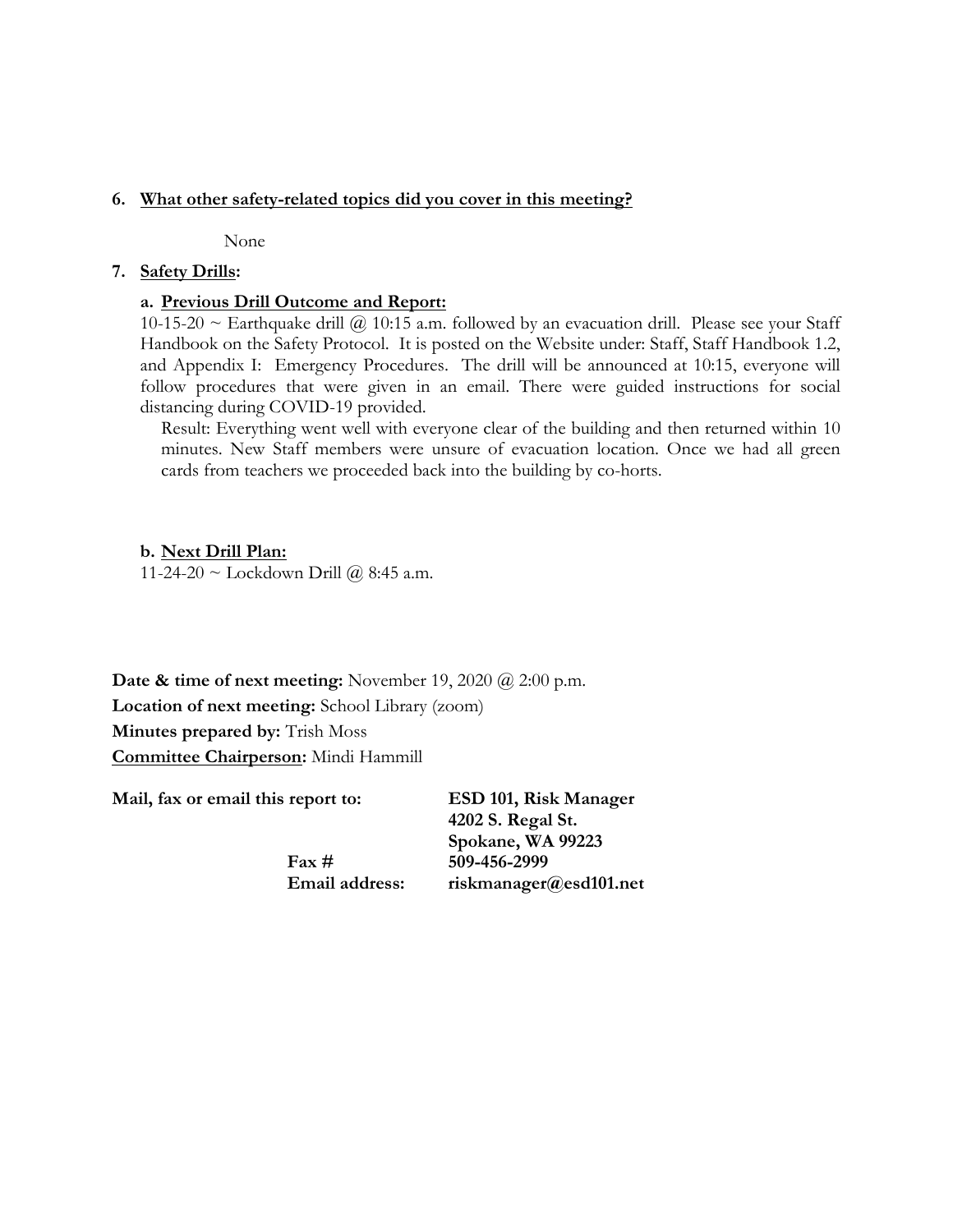6. **What other safety-related topics did you cover in this meeting?**

   None

7. **Safety Drills:**

   a. **Previous Drill Outcome and Report:**
   10-15-20 ~ Earthquake drill @ 10:15 a.m. followed by an evacuation drill. Please see your Staff Handbook on the Safety Protocol. It is posted on the Website under: Staff, Staff Handbook 1.2, and Appendix I: Emergency Procedures. The drill will be announced at 10:15, everyone will follow procedures that were given in an email. There were guided instructions for social distancing during COVID-19 provided.
   Result: Everything went well with everyone clear of the building and then returned within 10 minutes. New Staff members were unsure of evacuation location. Once we had all green cards from teachers we proceeded back into the building by co-horts.

   b. **Next Drill Plan:**
   11-24-20 ~ Lockdown Drill @ 8:45 a.m.

**Date & time of next meeting:** November 19, 2020 @ 2:00 p.m.
**Location of next meeting:** School Library (zoom)
**Minutes prepared by:** Trish Moss
**Committee Chairperson:** Mindi Hammill

**Mail, fax or email this report to:** **ESD 101, Risk Manager**
**4202 S. Regal St.**
**Spokane, WA 99223**
**Fax #** **509-456-2999**
**Email address:** **riskmanager@esd101.net**